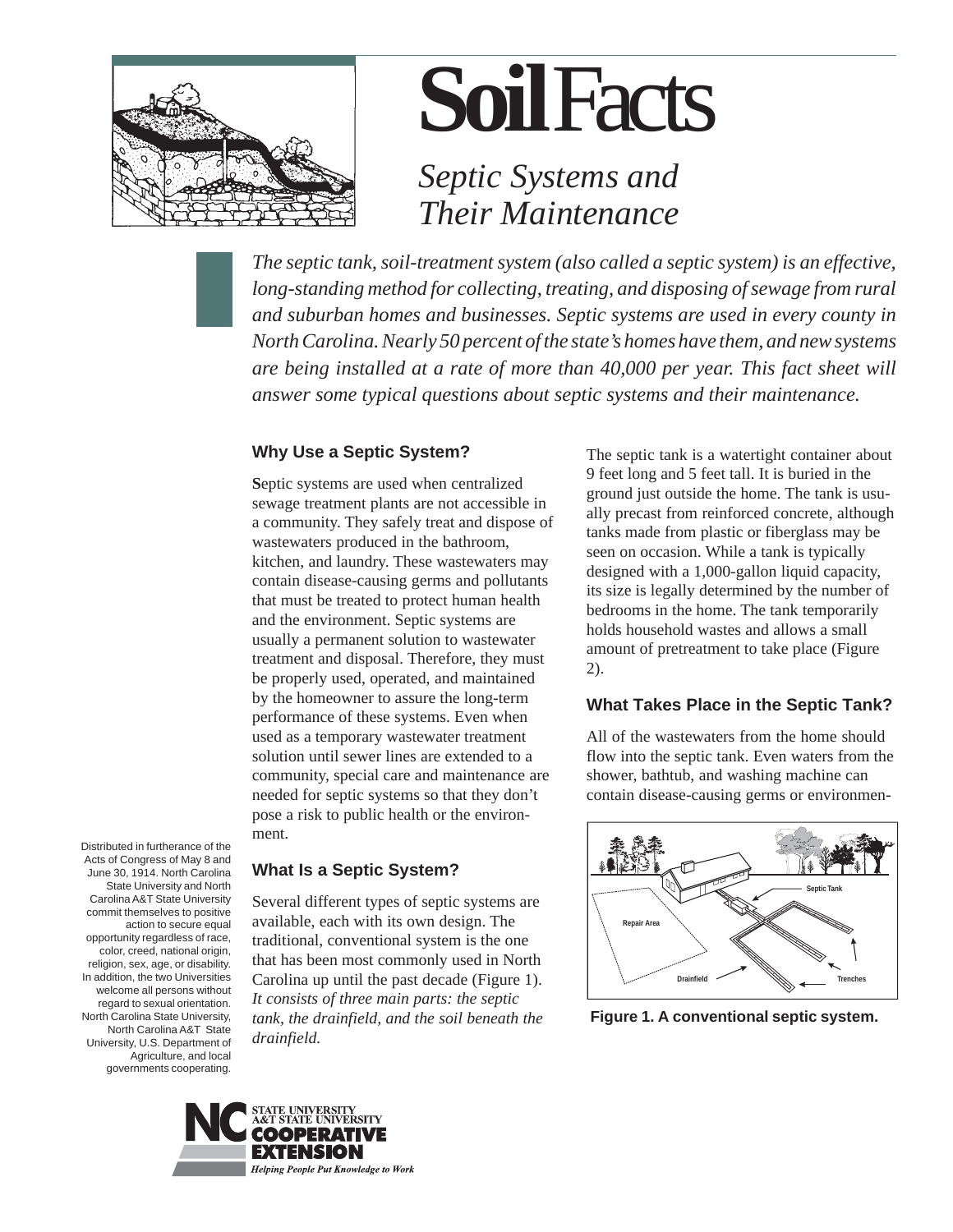# Soil Facts

## *Septic Systems and Their Maintenance*

*The septic tank, soil-treatment system (also called a septic system) is an effective, long-standing method for collecting, treating, and disposing of sewage from rural and suburban homes and businesses. Septic systems are used in every county in North Carolina. Nearly 50 percent of the state's homes have them, and new systems are being installed at a rate of more than 40,000 per year. This fact sheet will answer some typical questions about septic systems and their maintenance.*

### Why Use a Septic System?

Septic systems are used when centralized sewage treatment plants are not accessible in a community. They safely treat and dispose of wastewaters produced in the bathroom, kitchen, and laundry. These wastewaters may contain disease-causing germs and pollutants that must be treated to protect human health and the environment. Septic systems are usually a permanent solution to wastewater treatment and disposal. Therefore, they must be properly used, operated, and maintained by the homeowner to assure the long-term performance of these systems. Even when used as a temporary wastewater treatment solution until sewer lines are extended to a community, special care and maintenance are needed for septic systems so that they don't pose a risk to public health or the environment.

### What Is a Septic System?

Several different types of septic systems are available, each with its own design. The traditional, conventional system is the one that has been most commonly used in North Carolina up until the past decade (Figure 1). *It consists of three main parts: the septic tank, the drainfield, and the soil beneath the drainfield.*

The septic tank is a watertight container about 9 feet long and 5 feet tall. It is buried in the ground just outside the home. The tank is usually precast from reinforced concrete, although tanks made from plastic or fiberglass may be seen on occasion. While a tank is typically designed with a 1,000-gallon liquid capacity, its size is legally determined by the number of bedrooms in the home. The tank temporarily holds household wastes and allows a small amount of pretreatment to take place (Figure 2).

### What Takes Place in the Septic Tank?

All of the wastewaters from the home should flow into the septic tank. Even waters from the shower, bathtub, and washing machine can contain disease-causing germs or environmen-

**Figure 1. A conventional septic system.**

Distributed in furtherance of the Acts of Congress of May 8 and June 30, 1914. North Carolina State University and North Carolina A&T State University commit themselves to positive action to secure equal opportunity regardless of race, color, creed, national origin, religion, sex, age, or disability. In addition, the two Universities welcome all persons without regard to sexual orientation. North Carolina State University, North Carolina A&T State University, U.S. Department of Agriculture, and local governments cooperating.

NC State University A&T State University Cooperative Extension — *Helping People Put Knowledge to Work*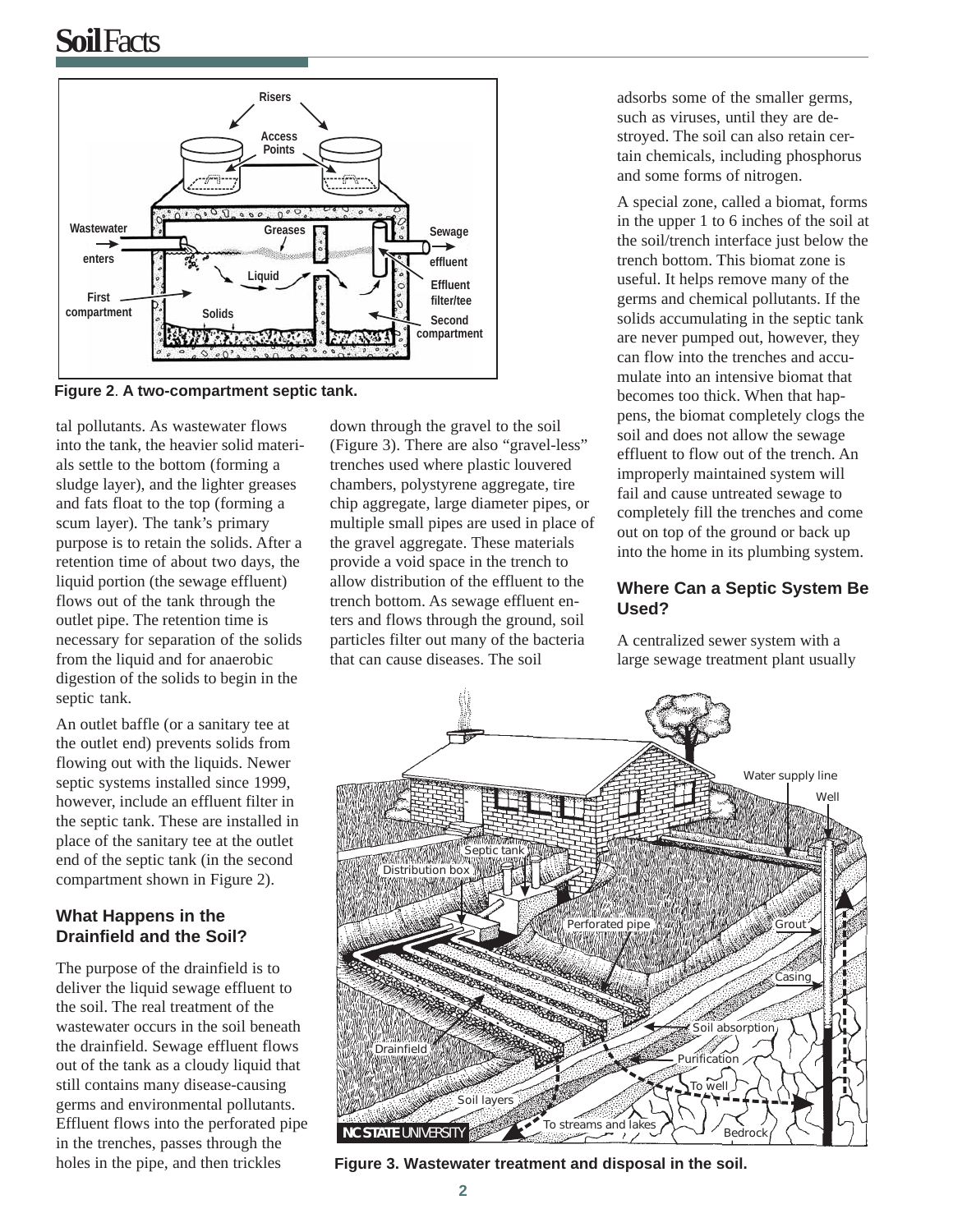**Figure 2**. **A two-compartment septic tank.**

tal pollutants. As wastewater flows into the tank, the heavier solid materials settle to the bottom (forming a sludge layer), and the lighter greases and fats float to the top (forming a scum layer). The tank's primary purpose is to retain the solids. After a retention time of about two days, the liquid portion (the sewage effluent) flows out of the tank through the outlet pipe. The retention time is necessary for separation of the solids from the liquid and for anaerobic digestion of the solids to begin in the septic tank.

An outlet baffle (or a sanitary tee at the outlet end) prevents solids from flowing out with the liquids. Newer septic systems installed since 1999, however, include an effluent filter in the septic tank. These are installed in place of the sanitary tee at the outlet end of the septic tank (in the second compartment shown in Figure 2).

### What Happens in the Drainfield and the Soil?

The purpose of the drainfield is to deliver the liquid sewage effluent to the soil. The real treatment of the wastewater occurs in the soil beneath the drainfield. Sewage effluent flows out of the tank as a cloudy liquid that still contains many disease-causing germs and environmental pollutants. Effluent flows into the perforated pipe in the trenches, passes through the holes in the pipe, and then trickles down through the gravel to the soil (Figure 3). There are also "gravel-less" trenches used where plastic louvered chambers, polystyrene aggregate, tire chip aggregate, large diameter pipes, or multiple small pipes are used in place of the gravel aggregate. These materials provide a void space in the trench to allow distribution of the effluent to the trench bottom. As sewage effluent enters and flows through the ground, soil particles filter out many of the bacteria that can cause diseases. The soil adsorbs some of the smaller germs, such as viruses, until they are destroyed. The soil can also retain certain chemicals, including phosphorus and some forms of nitrogen.

A special zone, called a biomat, forms in the upper 1 to 6 inches of the soil at the soil/trench interface just below the trench bottom. This biomat zone is useful. It helps remove many of the germs and chemical pollutants. If the solids accumulating in the septic tank are never pumped out, however, they can flow into the trenches and accumulate into an intensive biomat that becomes too thick. When that happens, the biomat completely clogs the soil and does not allow the sewage effluent to flow out of the trench. An improperly maintained system will fail and cause untreated sewage to completely fill the trenches and come out on top of the ground or back up into the home in its plumbing system.

### Where Can a Septic System Be Used?

A centralized sewer system with a large sewage treatment plant usually

**Figure 3. Wastewater treatment and disposal in the soil.**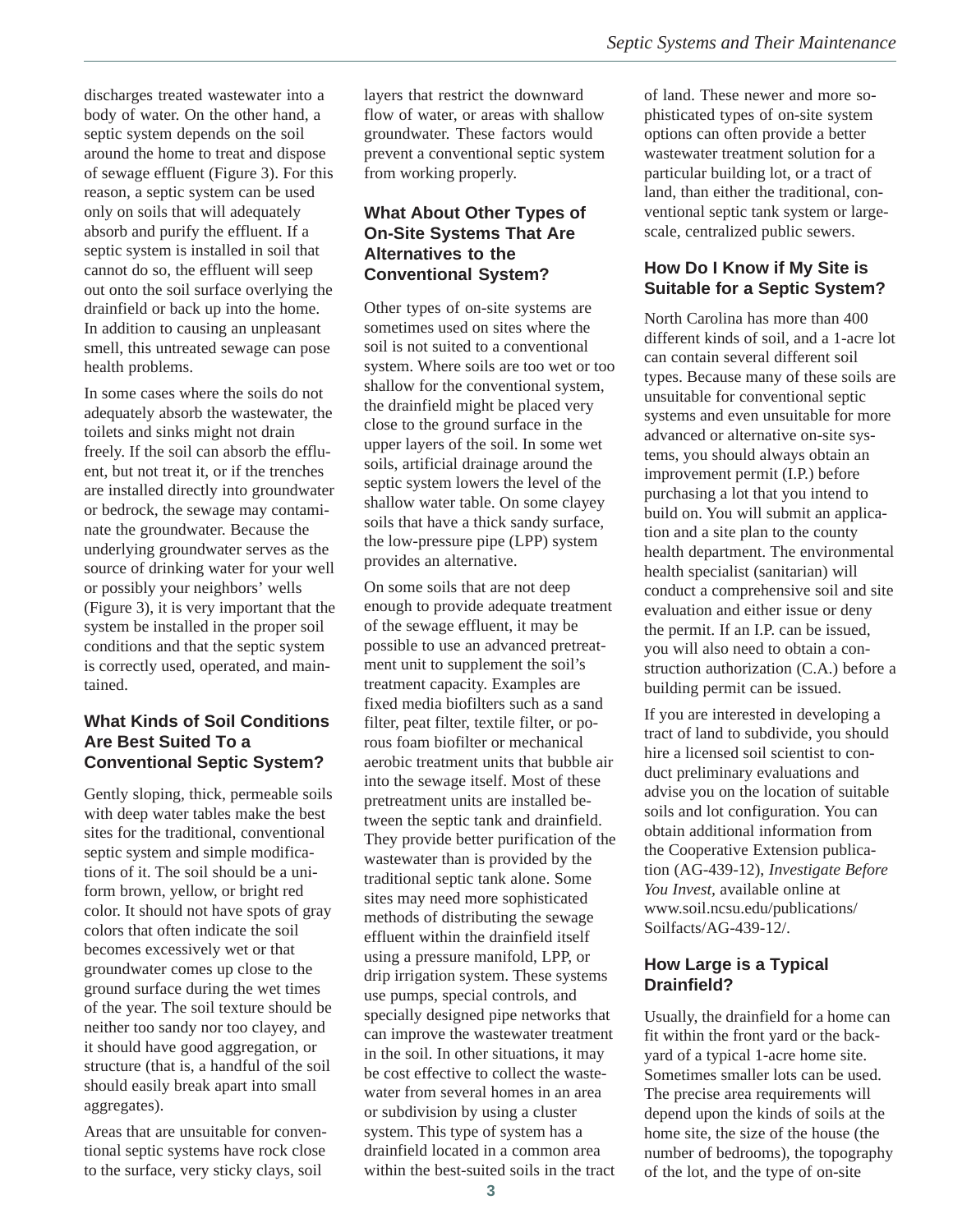discharges treated wastewater into a body of water. On the other hand, a septic system depends on the soil around the home to treat and dispose of sewage effluent (Figure 3). For this reason, a septic system can be used only on soils that will adequately absorb and purify the effluent. If a septic system is installed in soil that cannot do so, the effluent will seep out onto the soil surface overlying the drainfield or back up into the home. In addition to causing an unpleasant smell, this untreated sewage can pose health problems.

In some cases where the soils do not adequately absorb the wastewater, the toilets and sinks might not drain freely. If the soil can absorb the effluent, but not treat it, or if the trenches are installed directly into groundwater or bedrock, the sewage may contaminate the groundwater. Because the underlying groundwater serves as the source of drinking water for your well or possibly your neighbors' wells (Figure 3), it is very important that the system be installed in the proper soil conditions and that the septic system is correctly used, operated, and maintained.

### What Kinds of Soil Conditions Are Best Suited To a Conventional Septic System?

Gently sloping, thick, permeable soils with deep water tables make the best sites for the traditional, conventional septic system and simple modifications of it. The soil should be a uniform brown, yellow, or bright red color. It should not have spots of gray colors that often indicate the soil becomes excessively wet or that groundwater comes up close to the ground surface during the wet times of the year. The soil texture should be neither too sandy nor too clayey, and it should have good aggregation, or structure (that is, a handful of the soil should easily break apart into small aggregates).

Areas that are unsuitable for conventional septic systems have rock close to the surface, very sticky clays, soil layers that restrict the downward flow of water, or areas with shallow groundwater. These factors would prevent a conventional septic system from working properly.

### What About Other Types of On-Site Systems That Are Alternatives to the Conventional System?

Other types of on-site systems are sometimes used on sites where the soil is not suited to a conventional system. Where soils are too wet or too shallow for the conventional system, the drainfield might be placed very close to the ground surface in the upper layers of the soil. In some wet soils, artificial drainage around the septic system lowers the level of the shallow water table. On some clayey soils that have a thick sandy surface, the low-pressure pipe (LPP) system provides an alternative.

On some soils that are not deep enough to provide adequate treatment of the sewage effluent, it may be possible to use an advanced pretreatment unit to supplement the soil's treatment capacity. Examples are fixed media biofilters such as a sand filter, peat filter, textile filter, or porous foam biofilter or mechanical aerobic treatment units that bubble air into the sewage itself. Most of these pretreatment units are installed between the septic tank and drainfield. They provide better purification of the wastewater than is provided by the traditional septic tank alone. Some sites may need more sophisticated methods of distributing the sewage effluent within the drainfield itself using a pressure manifold, LPP, or drip irrigation system. These systems use pumps, special controls, and specially designed pipe networks that can improve the wastewater treatment in the soil. In other situations, it may be cost effective to collect the wastewater from several homes in an area or subdivision by using a cluster system. This type of system has a drainfield located in a common area within the best-suited soils in the tract of land. These newer and more sophisticated types of on-site system options can often provide a better wastewater treatment solution for a particular building lot, or a tract of land, than either the traditional, conventional septic tank system or large-scale, centralized public sewers.

### How Do I Know if My Site is Suitable for a Septic System?

North Carolina has more than 400 different kinds of soil, and a 1-acre lot can contain several different soil types. Because many of these soils are unsuitable for conventional septic systems and even unsuitable for more advanced or alternative on-site systems, you should always obtain an improvement permit (I.P.) before purchasing a lot that you intend to build on. You will submit an application and a site plan to the county health department. The environmental health specialist (sanitarian) will conduct a comprehensive soil and site evaluation and either issue or deny the permit. If an I.P. can be issued, you will also need to obtain a construction authorization (C.A.) before a building permit can be issued.

If you are interested in developing a tract of land to subdivide, you should hire a licensed soil scientist to conduct preliminary evaluations and advise you on the location of suitable soils and lot configuration. You can obtain additional information from the Cooperative Extension publication (AG-439-12), *Investigate Before You Invest*, available online at www.soil.ncsu.edu/publications/Soilfacts/AG-439-12/.

### How Large is a Typical Drainfield?

Usually, the drainfield for a home can fit within the front yard or the backyard of a typical 1-acre home site. Sometimes smaller lots can be used. The precise area requirements will depend upon the kinds of soils at the home site, the size of the house (the number of bedrooms), the topography of the lot, and the type of on-site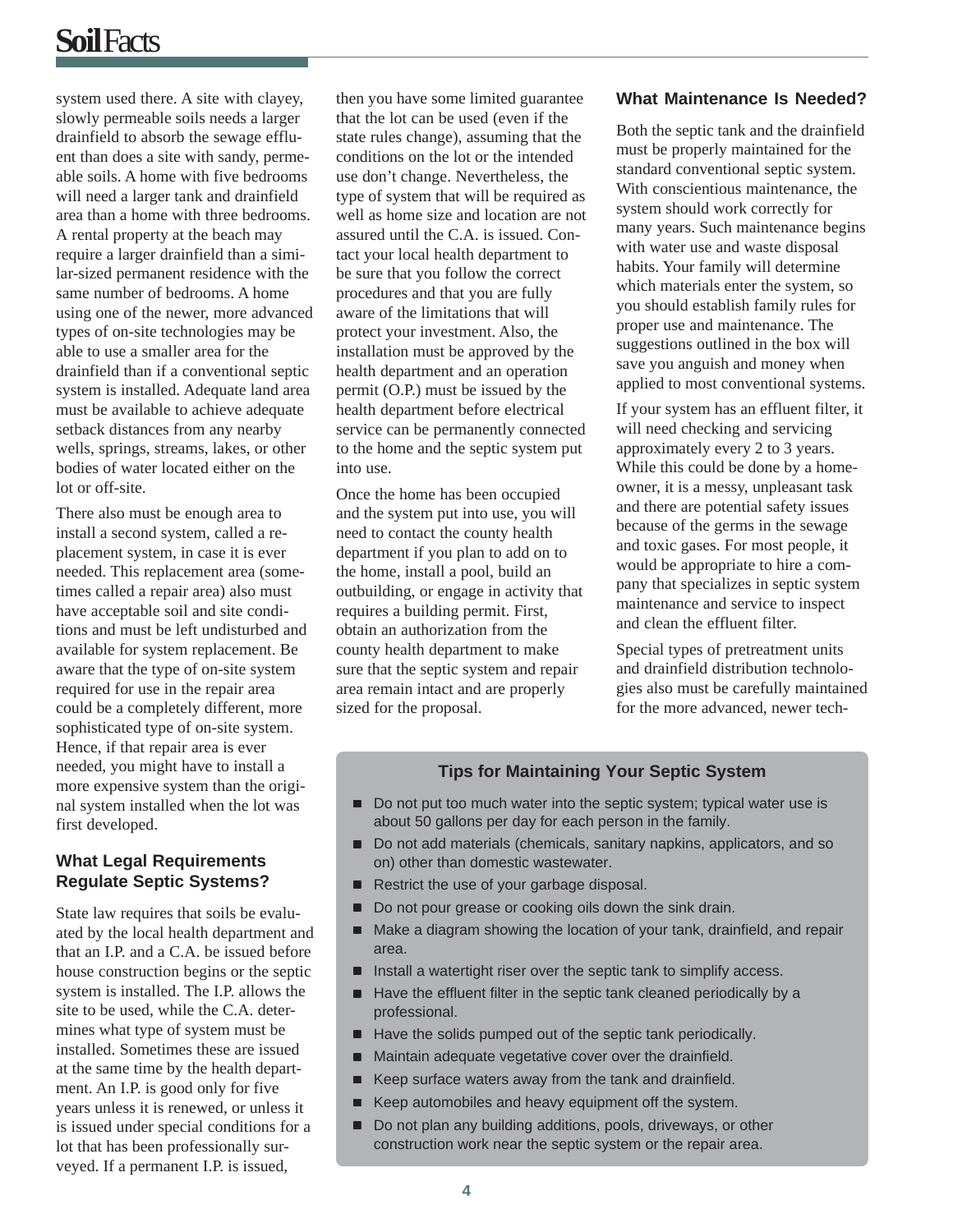system used there. A site with clayey, slowly permeable soils needs a larger drainfield to absorb the sewage effluent than does a site with sandy, permeable soils. A home with five bedrooms will need a larger tank and drainfield area than a home with three bedrooms. A rental property at the beach may require a larger drainfield than a similar-sized permanent residence with the same number of bedrooms. A home using one of the newer, more advanced types of on-site technologies may be able to use a smaller area for the drainfield than if a conventional septic system is installed. Adequate land area must be available to achieve adequate setback distances from any nearby wells, springs, streams, lakes, or other bodies of water located either on the lot or off-site.

There also must be enough area to install a second system, called a replacement system, in case it is ever needed. This replacement area (sometimes called a repair area) also must have acceptable soil and site conditions and must be left undisturbed and available for system replacement. Be aware that the type of on-site system required for use in the repair area could be a completely different, more sophisticated type of on-site system. Hence, if that repair area is ever needed, you might have to install a more expensive system than the original system installed when the lot was first developed.

### What Legal Requirements Regulate Septic Systems?

State law requires that soils be evaluated by the local health department and that an I.P. and a C.A. be issued before house construction begins or the septic system is installed. The I.P. allows the site to be used, while the C.A. determines what type of system must be installed. Sometimes these are issued at the same time by the health department. An I.P. is good only for five years unless it is renewed, or unless it is issued under special conditions for a lot that has been professionally surveyed. If a permanent I.P. is issued, then you have some limited guarantee that the lot can be used (even if the state rules change), assuming that the conditions on the lot or the intended use don't change. Nevertheless, the type of system that will be required as well as home size and location are not assured until the C.A. is issued. Contact your local health department to be sure that you follow the correct procedures and that you are fully aware of the limitations that will protect your investment. Also, the installation must be approved by the health department and an operation permit (O.P.) must be issued by the health department before electrical service can be permanently connected to the home and the septic system put into use.

Once the home has been occupied and the system put into use, you will need to contact the county health department if you plan to add on to the home, install a pool, build an outbuilding, or engage in activity that requires a building permit. First, obtain an authorization from the county health department to make sure that the septic system and repair area remain intact and are properly sized for the proposal.

### What Maintenance Is Needed?

Both the septic tank and the drainfield must be properly maintained for the standard conventional septic system. With conscientious maintenance, the system should work correctly for many years. Such maintenance begins with water use and waste disposal habits. Your family will determine which materials enter the system, so you should establish family rules for proper use and maintenance. The suggestions outlined in the box will save you anguish and money when applied to most conventional systems.

If your system has an effluent filter, it will need checking and servicing approximately every 2 to 3 years. While this could be done by a homeowner, it is a messy, unpleasant task and there are potential safety issues because of the germs in the sewage and toxic gases. For most people, it would be appropriate to hire a company that specializes in septic system maintenance and service to inspect and clean the effluent filter.

Special types of pretreatment units and drainfield distribution technologies also must be carefully maintained for the more advanced, newer tech-

#### Tips for Maintaining Your Septic System

- Do not put too much water into the septic system; typical water use is about 50 gallons per day for each person in the family.
- Do not add materials (chemicals, sanitary napkins, applicators, and so on) other than domestic wastewater.
- Restrict the use of your garbage disposal.
- Do not pour grease or cooking oils down the sink drain.
- Make a diagram showing the location of your tank, drainfield, and repair area.
- Install a watertight riser over the septic tank to simplify access.
- Have the effluent filter in the septic tank cleaned periodically by a professional.
- Have the solids pumped out of the septic tank periodically.
- Maintain adequate vegetative cover over the drainfield.
- Keep surface waters away from the tank and drainfield.
- Keep automobiles and heavy equipment off the system.
- Do not plan any building additions, pools, driveways, or other construction work near the septic system or the repair area.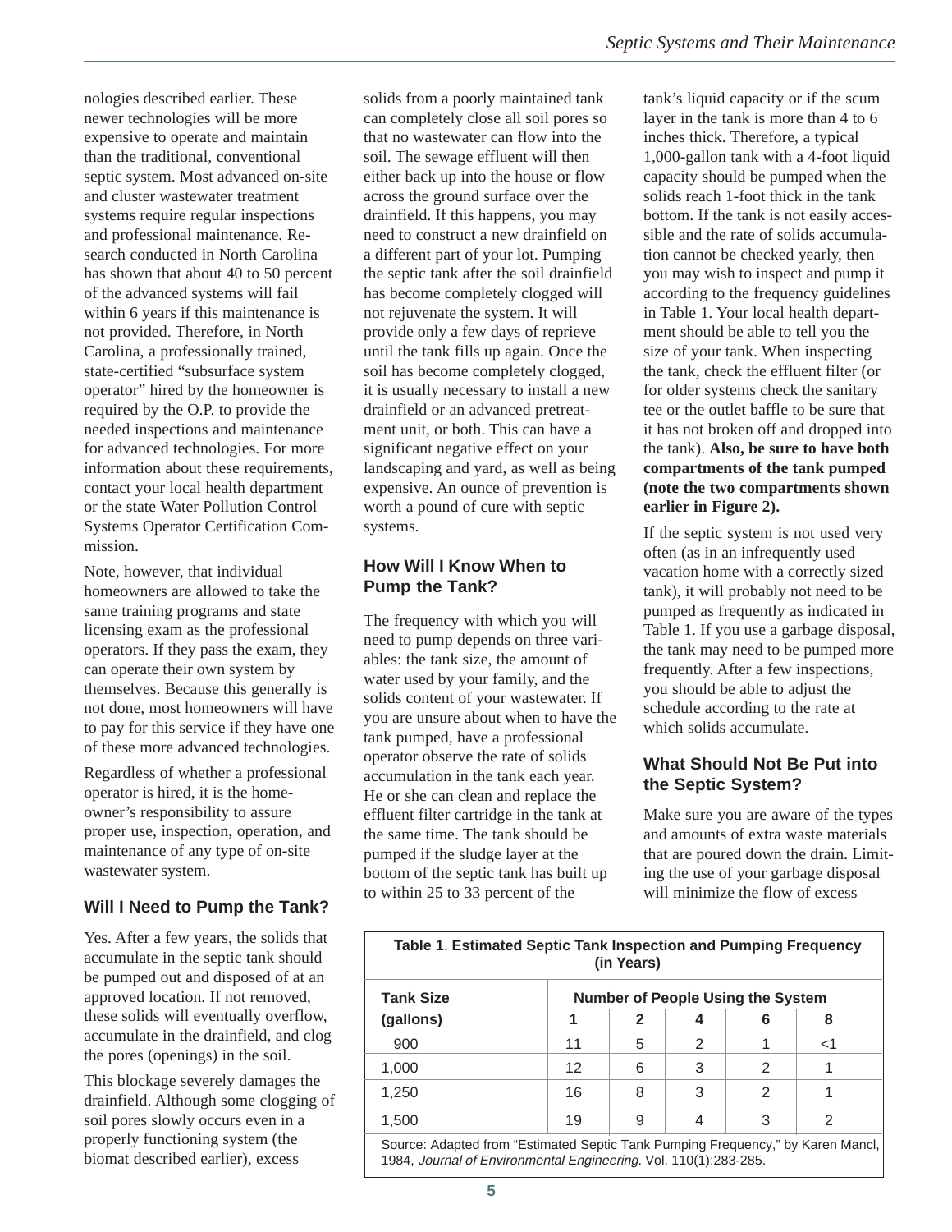nologies described earlier. These newer technologies will be more expensive to operate and maintain than the traditional, conventional septic system. Most advanced on-site and cluster wastewater treatment systems require regular inspections and professional maintenance. Research conducted in North Carolina has shown that about 40 to 50 percent of the advanced systems will fail within 6 years if this maintenance is not provided. Therefore, in North Carolina, a professionally trained, state-certified "subsurface system operator" hired by the homeowner is required by the O.P. to provide the needed inspections and maintenance for advanced technologies. For more information about these requirements, contact your local health department or the state Water Pollution Control Systems Operator Certification Commission.

Note, however, that individual homeowners are allowed to take the same training programs and state licensing exam as the professional operators. If they pass the exam, they can operate their own system by themselves. Because this generally is not done, most homeowners will have to pay for this service if they have one of these more advanced technologies.

Regardless of whether a professional operator is hired, it is the homeowner's responsibility to assure proper use, inspection, operation, and maintenance of any type of on-site wastewater system.

## Will I Need to Pump the Tank?

Yes. After a few years, the solids that accumulate in the septic tank should be pumped out and disposed of at an approved location. If not removed, these solids will eventually overflow, accumulate in the drainfield, and clog the pores (openings) in the soil.

This blockage severely damages the drainfield. Although some clogging of soil pores slowly occurs even in a properly functioning system (the biomat described earlier), excess solids from a poorly maintained tank can completely close all soil pores so that no wastewater can flow into the soil. The sewage effluent will then either back up into the house or flow across the ground surface over the drainfield. If this happens, you may need to construct a new drainfield on a different part of your lot. Pumping the septic tank after the soil drainfield has become completely clogged will not rejuvenate the system. It will provide only a few days of reprieve until the tank fills up again. Once the soil has become completely clogged, it is usually necessary to install a new drainfield or an advanced pretreatment unit, or both. This can have a significant negative effect on your landscaping and yard, as well as being expensive. An ounce of prevention is worth a pound of cure with septic systems.

## How Will I Know When to Pump the Tank?

The frequency with which you will need to pump depends on three variables: the tank size, the amount of water used by your family, and the solids content of your wastewater. If you are unsure about when to have the tank pumped, have a professional operator observe the rate of solids accumulation in the tank each year. He or she can clean and replace the effluent filter cartridge in the tank at the same time. The tank should be pumped if the sludge layer at the bottom of the septic tank has built up to within 25 to 33 percent of the tank's liquid capacity or if the scum layer in the tank is more than 4 to 6 inches thick. Therefore, a typical 1,000-gallon tank with a 4-foot liquid capacity should be pumped when the solids reach 1-foot thick in the tank bottom. If the tank is not easily accessible and the rate of solids accumulation cannot be checked yearly, then you may wish to inspect and pump it according to the frequency guidelines in Table 1. Your local health department should be able to tell you the size of your tank. When inspecting the tank, check the effluent filter (or for older systems check the sanitary tee or the outlet baffle to be sure that it has not broken off and dropped into the tank). **Also, be sure to have both compartments of the tank pumped (note the two compartments shown earlier in Figure 2).**

If the septic system is not used very often (as in an infrequently used vacation home with a correctly sized tank), it will probably not need to be pumped as frequently as indicated in Table 1. If you use a garbage disposal, the tank may need to be pumped more frequently. After a few inspections, you should be able to adjust the schedule according to the rate at which solids accumulate.

## What Should Not Be Put into the Septic System?

Make sure you are aware of the types and amounts of extra waste materials that are poured down the drain. Limiting the use of your garbage disposal will minimize the flow of excess

**Table 1. Estimated Septic Tank Inspection and Pumping Frequency (in Years)**

| Tank Size (gallons) | Number of People Using the System | | | | |
|---|---|---|---|---|---|
| | 1 | 2 | 4 | 6 | 8 |
| 900 | 11 | 5 | 2 | 1 | <1 |
| 1,000 | 12 | 6 | 3 | 2 | 1 |
| 1,250 | 16 | 8 | 3 | 2 | 1 |
| 1,500 | 19 | 9 | 4 | 3 | 2 |

Source: Adapted from "Estimated Septic Tank Pumping Frequency," by Karen Mancl, 1984, *Journal of Environmental Engineering*. Vol. 110(1):283-285.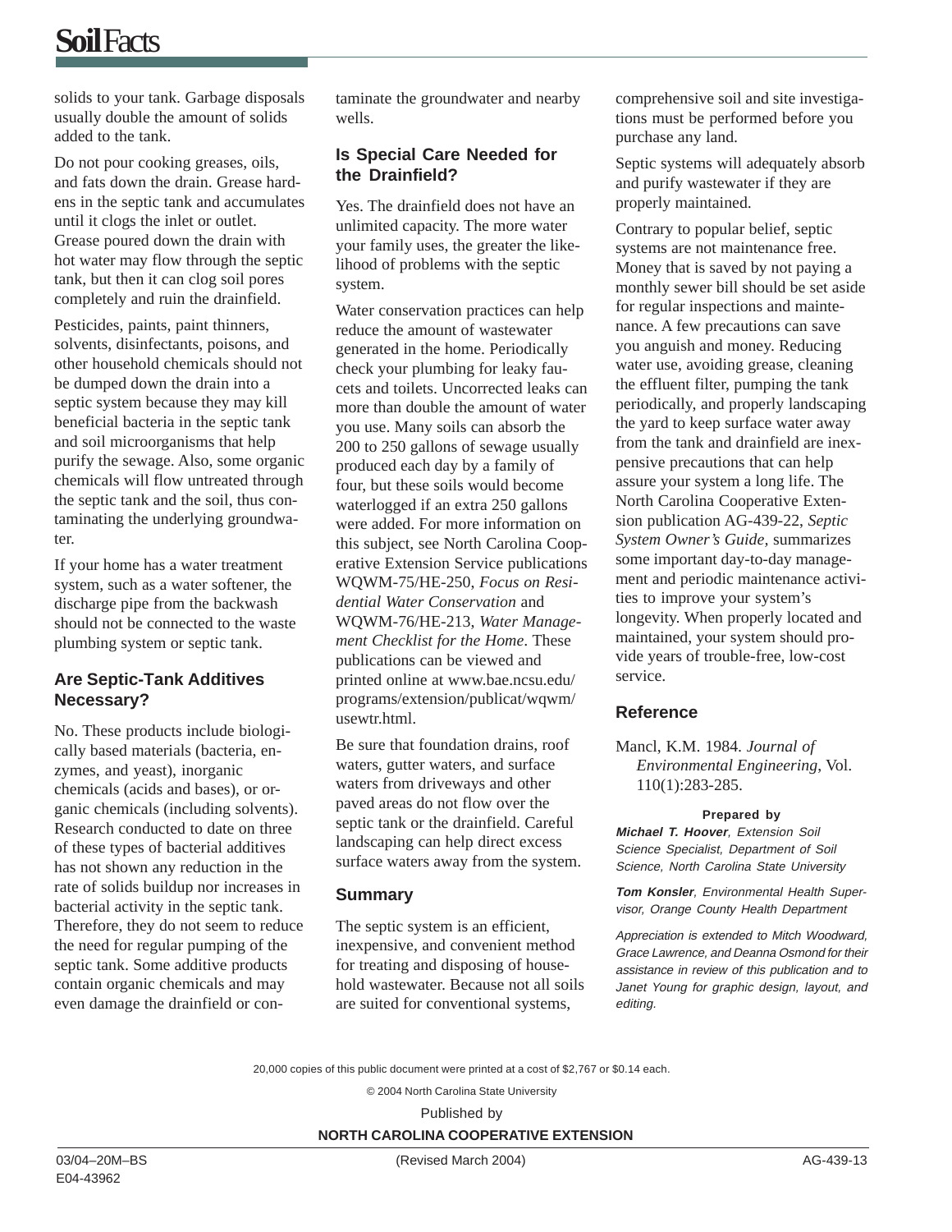solids to your tank. Garbage disposals usually double the amount of solids added to the tank.

Do not pour cooking greases, oils, and fats down the drain. Grease hardens in the septic tank and accumulates until it clogs the inlet or outlet. Grease poured down the drain with hot water may flow through the septic tank, but then it can clog soil pores completely and ruin the drainfield.

Pesticides, paints, paint thinners, solvents, disinfectants, poisons, and other household chemicals should not be dumped down the drain into a septic system because they may kill beneficial bacteria in the septic tank and soil microorganisms that help purify the sewage. Also, some organic chemicals will flow untreated through the septic tank and the soil, thus contaminating the underlying groundwater.

If your home has a water treatment system, such as a water softener, the discharge pipe from the backwash should not be connected to the waste plumbing system or septic tank.

## Are Septic-Tank Additives Necessary?

No. These products include biologically based materials (bacteria, enzymes, and yeast), inorganic chemicals (acids and bases), or organic chemicals (including solvents). Research conducted to date on three of these types of bacterial additives has not shown any reduction in the rate of solids buildup nor increases in bacterial activity in the septic tank. Therefore, they do not seem to reduce the need for regular pumping of the septic tank. Some additive products contain organic chemicals and may even damage the drainfield or contaminate the groundwater and nearby wells.

## Is Special Care Needed for the Drainfield?

Yes. The drainfield does not have an unlimited capacity. The more water your family uses, the greater the likelihood of problems with the septic system.

Water conservation practices can help reduce the amount of wastewater generated in the home. Periodically check your plumbing for leaky faucets and toilets. Uncorrected leaks can more than double the amount of water you use. Many soils can absorb the 200 to 250 gallons of sewage usually produced each day by a family of four, but these soils would become waterlogged if an extra 250 gallons were added. For more information on this subject, see North Carolina Cooperative Extension Service publications WQWM-75/HE-250, *Focus on Residential Water Conservation* and WQWM-76/HE-213, *Water Management Checklist for the Home*. These publications can be viewed and printed online at www.bae.ncsu.edu/programs/extension/publicat/wqwm/usewtr.html.

Be sure that foundation drains, roof waters, gutter waters, and surface waters from driveways and other paved areas do not flow over the septic tank or the drainfield. Careful landscaping can help direct excess surface waters away from the system.

## Summary

The septic system is an efficient, inexpensive, and convenient method for treating and disposing of household wastewater. Because not all soils are suited for conventional systems, comprehensive soil and site investigations must be performed before you purchase any land.

Septic systems will adequately absorb and purify wastewater if they are properly maintained.

Contrary to popular belief, septic systems are not maintenance free. Money that is saved by not paying a monthly sewer bill should be set aside for regular inspections and maintenance. A few precautions can save you anguish and money. Reducing water use, avoiding grease, cleaning the effluent filter, pumping the tank periodically, and properly landscaping the yard to keep surface water away from the tank and drainfield are inexpensive precautions that can help assure your system a long life. The North Carolina Cooperative Extension publication AG-439-22, *Septic System Owner's Guide,* summarizes some important day-to-day management and periodic maintenance activities to improve your system's longevity. When properly located and maintained, your system should provide years of trouble-free, low-cost service.

## Reference

Mancl, K.M. 1984. *Journal of Environmental Engineering*, Vol. 110(1):283-285.

**Prepared by**

***Michael T. Hoover****, Extension Soil Science Specialist, Department of Soil Science, North Carolina State University*

***Tom Konsler****, Environmental Health Supervisor, Orange County Health Department*

*Appreciation is extended to Mitch Woodward, Grace Lawrence, and Deanna Osmond for their assistance in review of this publication and to Janet Young for graphic design, layout, and editing.*

20,000 copies of this public document were printed at a cost of $2,767 or $0.14 each.

© 2004 North Carolina State University

Published by

**NORTH CAROLINA COOPERATIVE EXTENSION**

03/04–20M–BS
E04-43962

(Revised March 2004)

AG-439-13